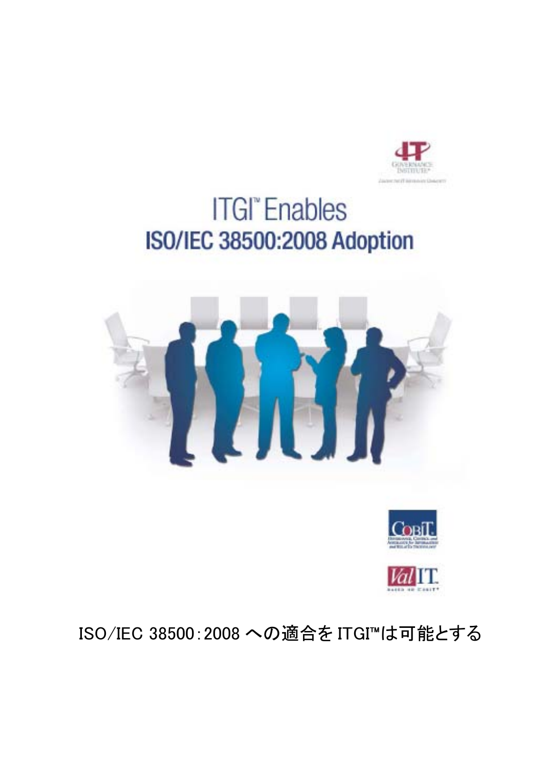# ITGI™ Enables

## ISO/IEC 38500:2008 Adoption

ISO/IEC 38500:2008 への適合を ITGI™は可能とする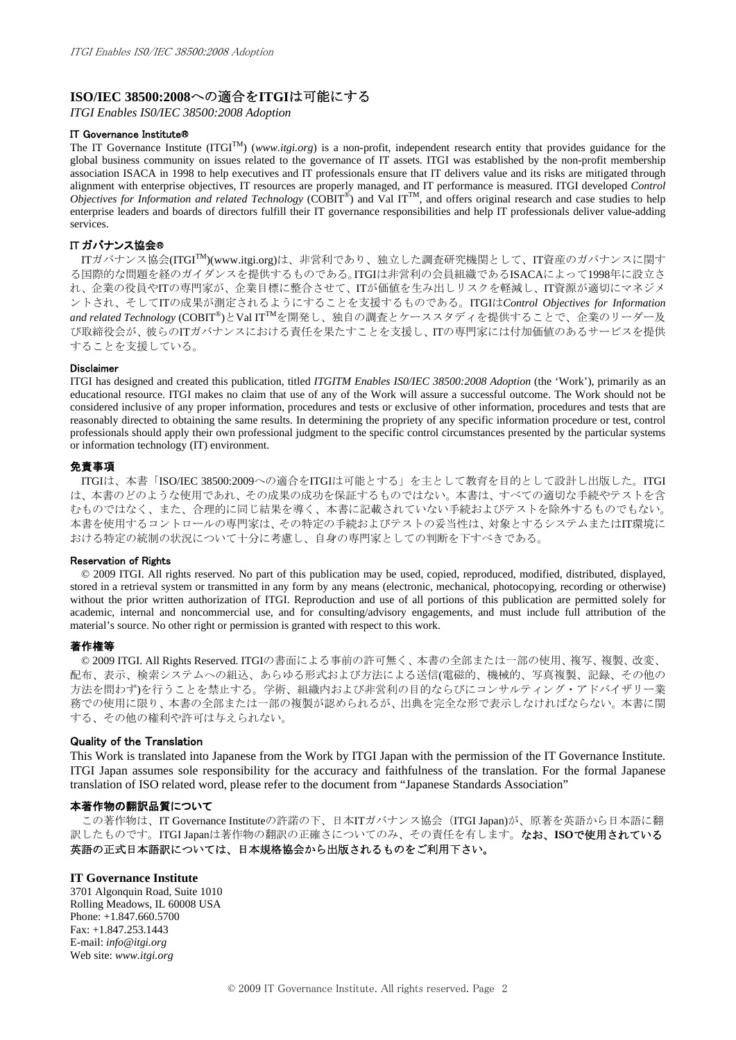# ISO/IEC 38500:2008への適合をITGIは可能にする

*ITGI Enables ISO/IEC 38500:2008 Adoption*

### IT Governance Institute®

The IT Governance Institute (ITGI™) (*www.itgi.org*) is a non-profit, independent research entity that provides guidance for the global business community on issues related to the governance of IT assets. ITGI was established by the non-profit membership association ISACA in 1998 to help executives and IT professionals ensure that IT delivers value and its risks are mitigated through alignment with enterprise objectives, IT resources are properly managed, and IT performance is measured. ITGI developed *Control Objectives for Information and related Technology* (COBIT®) and Val IT™, and offers original research and case studies to help enterprise leaders and boards of directors fulfill their IT governance responsibilities and help IT professionals deliver value-adding services.

### IT ガバナンス協会®

ITガバナンス協会(ITGI™)(www.itgi.org)は、非営利であり、独立した調査研究機関として、IT資産のガバナンスに関する国際的な問題を経のガイダンスを提供するものである。ITGIは非営利の会員組織であるISACAによって1998年に設立され、企業の役員やITの専門家が、企業目標に整合させて、ITが価値を生み出しリスクを軽減し、IT資源が適切にマネジメントされ、そしてITの成果が測定されるようにすることを支援するものである。ITGIは*Control Objectives for Information and related Technology* (COBIT®)とVal IT™を開発し、独自の調査とケーススタディを提供することで、企業のリーダー及び取締役会が、彼らのITガバナンスにおける責任を果たすことを支援し、ITの専門家には付加価値のあるサービスを提供することを支援している。

### Disclaimer

ITGI has designed and created this publication, titled *ITGITM Enables ISO/IEC 38500:2008 Adoption* (the 'Work'), primarily as an educational resource. ITGI makes no claim that use of any of the Work will assure a successful outcome. The Work should not be considered inclusive of any proper information, procedures and tests or exclusive of other information, procedures and tests that are reasonably directed to obtaining the same results. In determining the propriety of any specific information procedure or test, control professionals should apply their own professional judgment to the specific control circumstances presented by the particular systems or information technology (IT) environment.

### 免責事項

ITGIは、本書「ISO/IEC 38500:2009への適合をITGIは可能とする」を主として教育を目的として設計し出版した。ITGIは、本書のどのような使用であれ、その成果の成功を保証するものではない。本書は、すべての適切な手続やテストを含むものではなく、また、合理的に同じ結果を導く、本書に記載されていない手続およびテストを除外するものでもない。本書を使用するコントロールの専門家は、その特定の手続およびテストの妥当性は、対象とするシステムまたはIT環境における特定の統制の状況について十分に考慮し、自身の専門家としての判断を下すべきである。

### Reservation of Rights

© 2009 ITGI. All rights reserved. No part of this publication may be used, copied, reproduced, modified, distributed, displayed, stored in a retrieval system or transmitted in any form by any means (electronic, mechanical, photocopying, recording or otherwise) without the prior written authorization of ITGI. Reproduction and use of all portions of this publication are permitted solely for academic, internal and noncommercial use, and for consulting/advisory engagements, and must include full attribution of the material's source. No other right or permission is granted with respect to this work.

### 著作権等

© 2009 ITGI. All Rights Reserved. ITGIの書面による事前の許可無く、本書の全部または一部の使用、複写、複製、改変、配布、表示、検索システムへの組込、あらゆる形式および方法による送信(電磁的、機械的、写真複製、記録、その他の方法を問わず)を行うことを禁止する。学術、組織内および非営利の目的ならびにコンサルティング・アドバイザリー業務での使用に限り、本書の全部または一部の複製が認められるが、出典を完全な形で表示しなければならない。本書に関する、その他の権利や許可は与えられない。

### Quality of the Translation

This Work is translated into Japanese from the Work by ITGI Japan with the permission of the IT Governance Institute. ITGI Japan assumes sole responsibility for the accuracy and faithfulness of the translation. For the formal Japanese translation of ISO related word, please refer to the document from "Japanese Standards Association"

### 本著作物の翻訳品質について

この著作物は、IT Governance Instituteの許諾の下、日本ITガバナンス協会（ITGI Japan)が、原著を英語から日本語に翻訳したものです。ITGI Japanは著作物の翻訳の正確さについてのみ、その責任を有します。**なお、ISOで使用されている英語の正式日本語訳については、日本規格協会から出版されるものをご利用下さい。**

**IT Governance Institute**
3701 Algonquin Road, Suite 1010
Rolling Meadows, IL 60008 USA
Phone: +1.847.660.5700
Fax: +1.847.253.1443
E-mail: *info@itgi.org*
Web site: *www.itgi.org*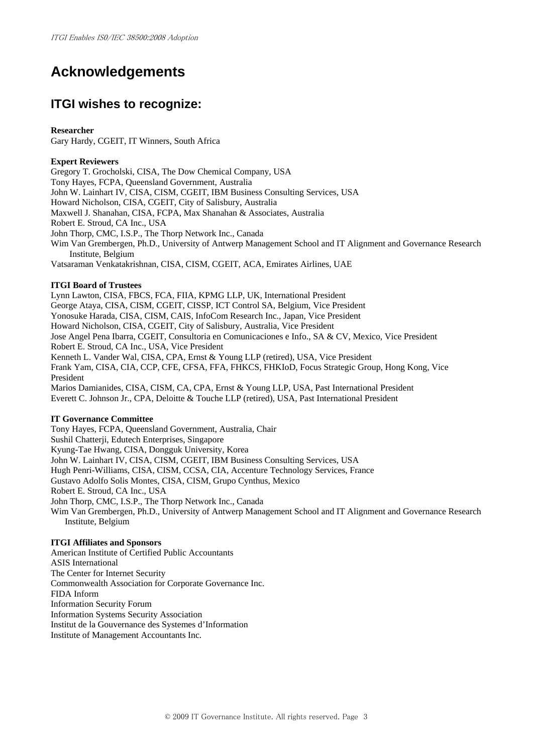# Acknowledgements

## ITGI wishes to recognize:

**Researcher**
Gary Hardy, CGEIT, IT Winners, South Africa

**Expert Reviewers**
Gregory T. Grocholski, CISA, The Dow Chemical Company, USA
Tony Hayes, FCPA, Queensland Government, Australia
John W. Lainhart IV, CISA, CISM, CGEIT, IBM Business Consulting Services, USA
Howard Nicholson, CISA, CGEIT, City of Salisbury, Australia
Maxwell J. Shanahan, CISA, FCPA, Max Shanahan & Associates, Australia
Robert E. Stroud, CA Inc., USA
John Thorp, CMC, I.S.P., The Thorp Network Inc., Canada
Wim Van Grembergen, Ph.D., University of Antwerp Management School and IT Alignment and Governance Research Institute, Belgium
Vatsaraman Venkatakrishnan, CISA, CISM, CGEIT, ACA, Emirates Airlines, UAE

**ITGI Board of Trustees**
Lynn Lawton, CISA, FBCS, FCA, FIIA, KPMG LLP, UK, International President
George Ataya, CISA, CISM, CGEIT, CISSP, ICT Control SA, Belgium, Vice President
Yonosuke Harada, CISA, CISM, CAIS, InfoCom Research Inc., Japan, Vice President
Howard Nicholson, CISA, CGEIT, City of Salisbury, Australia, Vice President
Jose Angel Pena Ibarra, CGEIT, Consultoria en Comunicaciones e Info., SA & CV, Mexico, Vice President
Robert E. Stroud, CA Inc., USA, Vice President
Kenneth L. Vander Wal, CISA, CPA, Ernst & Young LLP (retired), USA, Vice President
Frank Yam, CISA, CIA, CCP, CFE, CFSA, FFA, FHKCS, FHKIoD, Focus Strategic Group, Hong Kong, Vice President
Marios Damianides, CISA, CISM, CA, CPA, Ernst & Young LLP, USA, Past International President
Everett C. Johnson Jr., CPA, Deloitte & Touche LLP (retired), USA, Past International President

**IT Governance Committee**
Tony Hayes, FCPA, Queensland Government, Australia, Chair
Sushil Chatterji, Edutech Enterprises, Singapore
Kyung-Tae Hwang, CISA, Dongguk University, Korea
John W. Lainhart IV, CISA, CISM, CGEIT, IBM Business Consulting Services, USA
Hugh Penri-Williams, CISA, CISM, CCSA, CIA, Accenture Technology Services, France
Gustavo Adolfo Solis Montes, CISA, CISM, Grupo Cynthus, Mexico
Robert E. Stroud, CA Inc., USA
John Thorp, CMC, I.S.P., The Thorp Network Inc., Canada
Wim Van Grembergen, Ph.D., University of Antwerp Management School and IT Alignment and Governance Research Institute, Belgium

**ITGI Affiliates and Sponsors**
American Institute of Certified Public Accountants
ASIS International
The Center for Internet Security
Commonwealth Association for Corporate Governance Inc.
FIDA Inform
Information Security Forum
Information Systems Security Association
Institut de la Gouvernance des Systemes d'Information
Institute of Management Accountants Inc.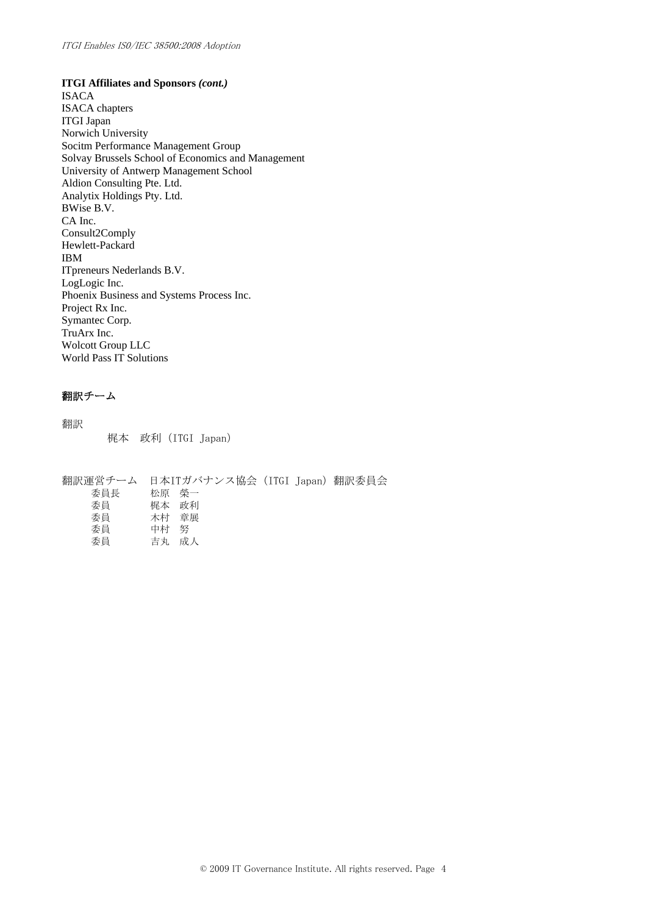**ITGI Affiliates and Sponsors *(cont.)***

ISACA
ISACA chapters
ITGI Japan
Norwich University
Socitm Performance Management Group
Solvay Brussels School of Economics and Management
University of Antwerp Management School
Aldion Consulting Pte. Ltd.
Analytix Holdings Pty. Ltd.
BWise B.V.
CA Inc.
Consult2Comply
Hewlett-Packard
IBM
ITpreneurs Nederlands B.V.
LogLogic Inc.
Phoenix Business and Systems Process Inc.
Project Rx Inc.
Symantec Corp.
TruArx Inc.
Wolcott Group LLC
World Pass IT Solutions

## 翻訳チーム

翻訳

梶本　政利（ITGI Japan）

翻訳運営チーム　日本ITガバナンス協会（ITGI Japan）翻訳委員会

| | |
|---|---|
| 委員長 | 松原　榮一 |
| 委員 | 梶本　政利 |
| 委員 | 木村　章展 |
| 委員 | 中村　努 |
| 委員 | 吉丸　成人 |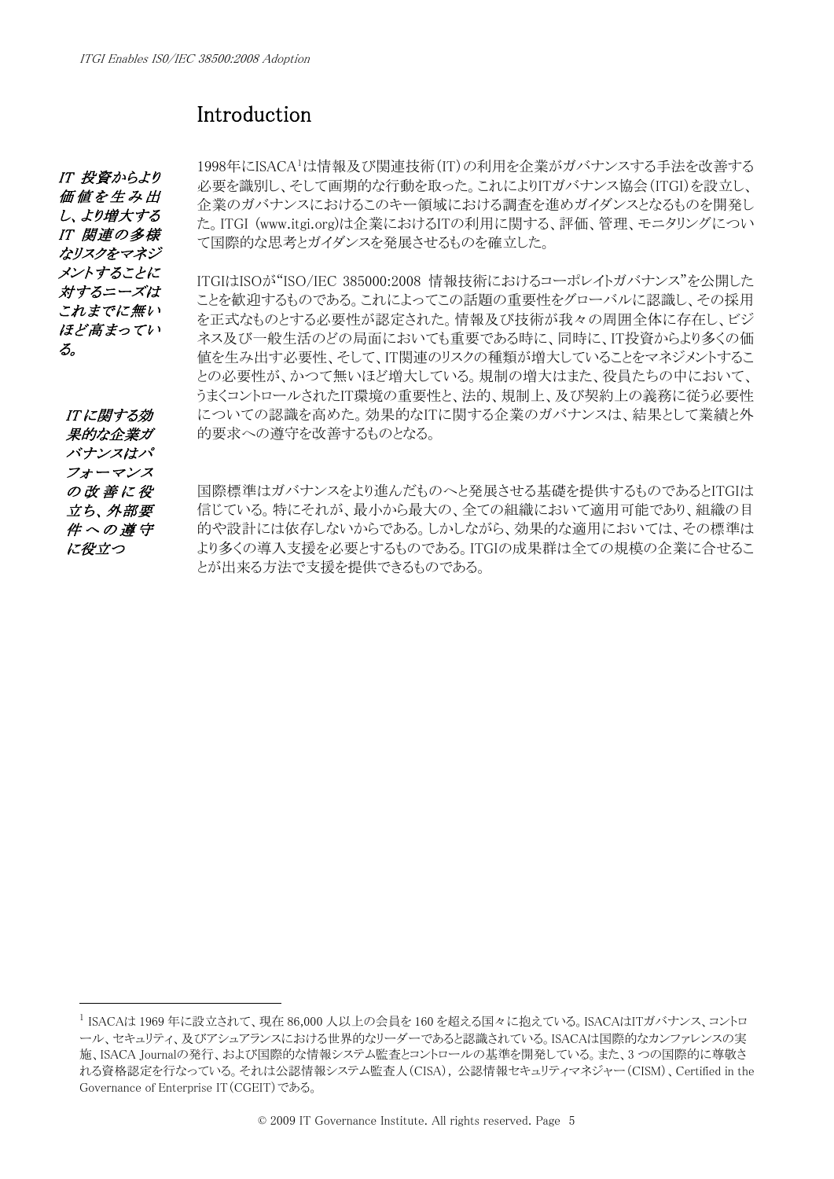## Introduction

*IT 投資からより価値を生み出し、より増大する IT 関連の多様なリスクをマネジメントすることに対するニーズはこれまでに無いほど高まっている。*

1998年にISACA[1]は情報及び関連技術（IT）の利用を企業がガバナンスする手法を改善する必要を識別し、そして画期的な行動を取った。これによりITガバナンス協会（ITGI）を設立し、企業のガバナンスにおけるこのキー領域における調査を進めガイダンスとなるものを開発した。ITGI （www.itgi.org)は企業におけるITの利用に関する、評価、管理、モニタリングについて国際的な思考とガイダンスを発展させるものを確立した。

ITGIはISOが“ISO/IEC 385000:2008 情報技術におけるコーポレイトガバナンス”を公開したことを歓迎するものである。これによってこの話題の重要性をグローバルに認識し、その採用を正式なものとする必要性が認定された。情報及び技術が我々の周囲全体に存在し、ビジネス及び一般生活のどの局面においても重要である時に、同時に、IT投資からより多くの価値を生み出す必要性、そして、IT関連のリスクの種類が増大していることをマネジメントすることの必要性が、かつて無いほど増大している。規制の増大はまた、役員たちの中において、うまくコントロールされたIT環境の重要性と、法的、規制上、及び契約上の義務に従う必要性についての認識を高めた。効果的なITに関する企業のガバナンスは、結果として業績と外的要求への遵守を改善するものとなる。

*ITに関する効果的な企業ガバナンスはパフォーマンスの改善に役立ち、外部要件への遵守に役立つ*

国際標準はガバナンスをより進んだものへと発展させる基礎を提供するものであるとITGIは信じている。特にそれが、最小から最大の、全ての組織において適用可能であり、組織の目的や設計には依存しないからである。しかしながら、効果的な適用においては、その標準はより多くの導入支援を必要とするものである。ITGIの成果群は全ての規模の企業に合せることが出来る方法で支援を提供できるものである。

---

[1] ISACAは 1969 年に設立されて、現在 86,000 人以上の会員を 160 を超える国々に抱えている。ISACAはITガバナンス、コントロール、セキュリティ、及びアシュアランスにおける世界的なリーダーであると認識されている。ISACAは国際的なカンファレンスの実施、ISACA Journalの発行、および国際的な情報システム監査とコントロールの基準を開発している。また、3 つの国際的に尊敬される資格認定を行なっている。それは公認情報システム監査人（CISA)，公認情報セキュリティマネジャー（CISM）、Certified in the Governance of Enterprise IT（CGEIT）である。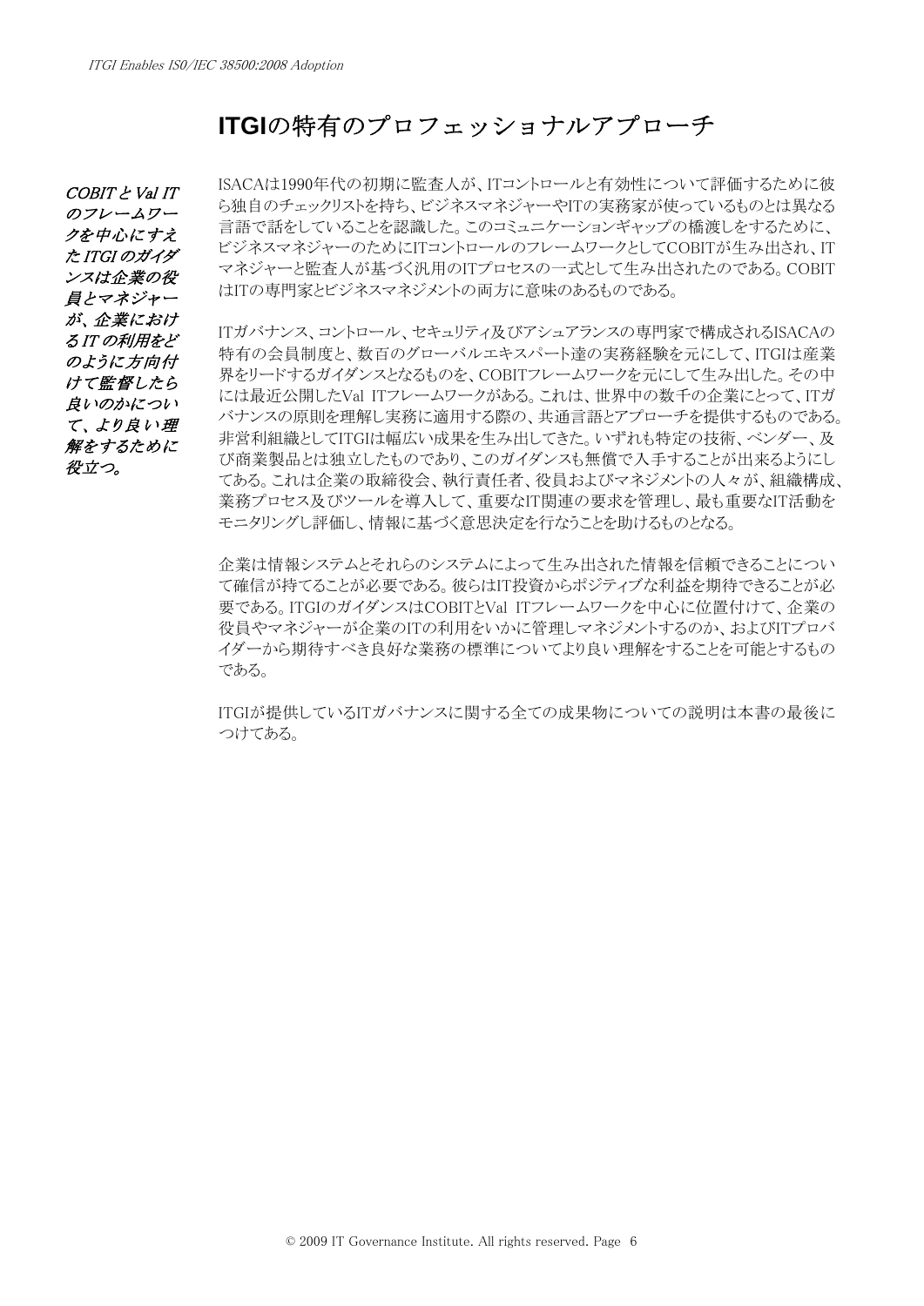## ITGIの特有のプロフェッショナルアプローチ

*COBITとVal ITのフレームワークを中心にすえたITGIのガイダンスは企業の役員とマネジャーが、企業におけるITの利用をどのように方向付けて監督したら良いのかについて、より良い理解をするために役立つ。*

ISACAは1990年代の初期に監査人が、ITコントロールと有効性について評価するために彼ら独自のチェックリストを持ち、ビジネスマネジャーやITの実務家が使っているものとは異なる言語で話をしていることを認識した。このコミュニケーションギャップの橋渡しをするために、ビジネスマネジャーのためにITコントロールのフレームワークとしてCOBITが生み出され、ITマネジャーと監査人が基づく汎用のITプロセスの一式として生み出されたのである。COBITはITの専門家とビジネスマネジメントの両方に意味のあるものである。

ITガバナンス、コントロール、セキュリティ及びアシュアランスの専門家で構成されるISACAの特有の会員制度と、数百のグローバルエキスパート達の実務経験を元にして、ITGIは産業界をリードするガイダンスとなるものを、COBITフレームワークを元にして生み出した。その中には最近公開したVal ITフレームワークがある。これは、世界中の数千の企業にとって、ITガバナンスの原則を理解し実務に適用する際の、共通言語とアプローチを提供するものである。非営利組織としてITGIは幅広い成果を生み出してきた。いずれも特定の技術、ベンダー、及び商業製品とは独立したものであり、このガイダンスも無償で入手することが出来るようにしてある。これは企業の取締役会、執行責任者、役員およびマネジメントの人々が、組織構成、業務プロセス及びツールを導入して、重要なIT関連の要求を管理し、最も重要なIT活動をモニタリングし評価し、情報に基づく意思決定を行なうことを助けるものとなる。

企業は情報システムとそれらのシステムによって生み出された情報を信頼できることについて確信が持てることが必要である。彼らはIT投資からポジティブな利益を期待できることが必要である。ITGIのガイダンスはCOBITとVal ITフレームワークを中心に位置付けて、企業の役員やマネジャーが企業のITの利用をいかに管理しマネジメントするのか、およびITプロバイダーから期待すべき良好な業務の標準についてより良い理解をすることを可能とするものである。

ITGIが提供しているITガバナンスに関する全ての成果物についての説明は本書の最後につけてある。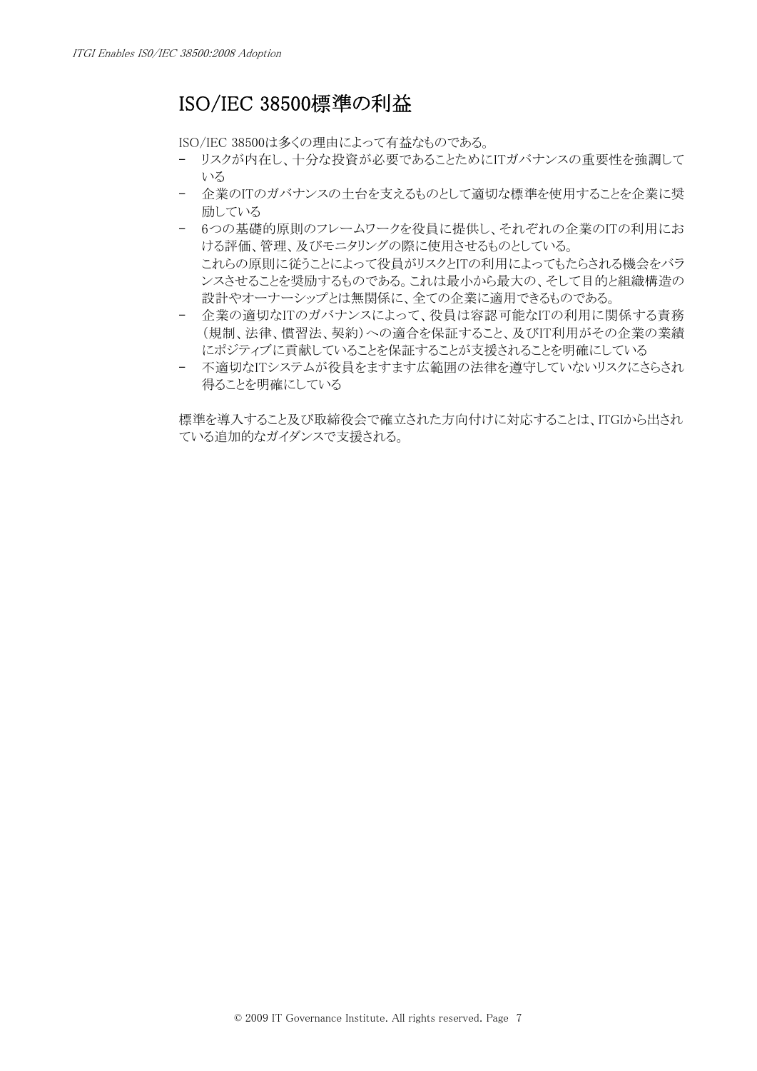# ISO/IEC 38500標準の利益

ISO/IEC 38500は多くの理由によって有益なものである。

- リスクが内在し、十分な投資が必要であることためにITガバナンスの重要性を強調している
- 企業のITのガバナンスの土台を支えるものとして適切な標準を使用することを企業に奨励している
- 6つの基礎的原則のフレームワークを役員に提供し、それぞれの企業のITの利用における評価、管理、及びモニタリングの際に使用させるものとしている。
  これらの原則に従うことによって役員がリスクとITの利用によってもたらされる機会をバランスさせることを奨励するものである。これは最小から最大の、そして目的と組織構造の設計やオーナーシップとは無関係に、全ての企業に適用できるものである。
- 企業の適切なITのガバナンスによって、役員は容認可能なITの利用に関係する責務（規制、法律、慣習法、契約）への適合を保証すること、及びIT利用がその企業の業績にポジティブに貢献していることを保証することが支援されることを明確にしている
- 不適切なITシステムが役員をますます広範囲の法律を遵守していないリスクにさらされ得ることを明確にしている

標準を導入すること及び取締役会で確立された方向付けに対応することは、ITGIから出されている追加的なガイダンスで支援される。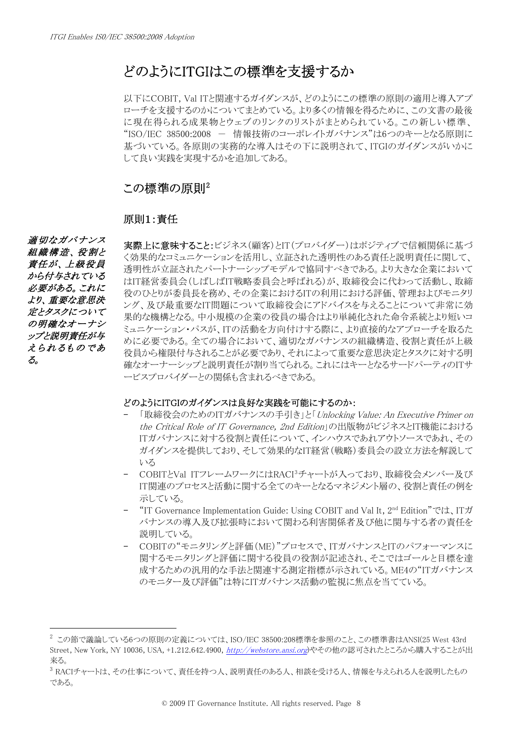## どのようにITGIはこの標準を支援するか

以下にCOBIT, Val ITと関連するガイダンスが、どのようにこの標準の原則の適用と導入アプローチを支援するのかについてまとめている。より多くの情報を得るために、この文書の最後に現在得られる成果物とウェブのリンクのリストがまとめられている。この新しい標準、"ISO/IEC 38500:2008 ― 情報技術のコーポレイトガバナンス"は6つのキーとなる原則に基づいている。各原則の実務的な導入はその下に説明されて、ITGIのガイダンスがいかにして良い実践を実現するかを追加してある。

## この標準の原則[2]

### 原則1：責任

***適切なガバナンス組織構造、役割と責任が、上級役員から付与されている必要がある。これにより、重要な意思決定とタスクについての明確なオーナーシップと説明責任が与えられるものである。***

**実際上に意味すること**：ビジネス（顧客）とIT（プロバイダー）はポジティブで信頼関係に基づく効果的なコミュニケーションを活用し、立証された透明性のある責任と説明責任に関して、透明性が立証されたパートナーシップモデルで協同すべきである。より大きな企業においてはIT経営委員会（しばしばIT戦略委員会と呼ばれる）が、取締役会に代わって活動し、取締役のひとりが委員長を務め、その企業におけるITの利用における評価、管理およびモニタリング、及び最重要なIT問題について取締役会にアドバイスを与えることについて非常に効果的な機構となる。中小規模の企業の役員の場合はより単純化された命令系統とより短いコミュニケーション・パスが、ITの活動を方向付けする際に、より直接的なアプローチを取るために必要である。全ての場合において、適切なガバナンスの組織構造、役割と責任が上級役員から権限付与されることが必要であり、それによって重要な意思決定とタスクに対する明確なオーナーシップと説明責任が割り当てられる。これにはキーとなるサードパーティのITサービスプロバイダーとの関係も含まれるべきである。

**どのようにITGIのガイダンスは良好な実践を可能にするのか**：

- 「取締役会のためのITガバナンスの手引き」と「*Unlocking Value: An Executive Primer on the Critical Role of IT Governance, 2nd Edition*」の出版物がビジネスとIT機能におけるITガバナンスに対する役割と責任について、インハウスであれアウトソースであれ、そのガイダンスを提供しており、そして効果的なIT経営（戦略）委員会の設立方法を解説している
- COBITとVal ITフレームワークにはRACI[3]チャートが入っており、取締役会メンバー及びIT関連のプロセスと活動に関する全てのキーとなるマネジメント層の、役割と責任の例を示している。
- "IT Governance Implementation Guide: Using COBIT and Val It, 2nd Edition"では、ITガバナンスの導入及び拡張時において関わる利害関係者及び他に関与する者の責任を説明している。
- COBITの"モニタリングと評価（ME）"プロセスで、ITガバナンスとITのパフォーマンスに関するモニタリングと評価に関する役員の役割が記述され、そこではゴールと目標を達成するための汎用的な手法と関連する測定指標が示されている。ME4の"ITガバナンスのモニター及び評価"は特にITガバナンス活動の監視に焦点を当てている。

---

[2] この節で議論している6つの原則の定義については、ISO/IEC 38500:208標準を参照のこと、この標準書はANSI(25 West 43rd Street, New York, NY 10036, USA, +1.212.642.4900, *http://webstore.ansi.org*)やその他の認可されたところから購入することが出来る。

[3] RACIチャートは、その仕事について、責任を持つ人、説明責任のある人、相談を受ける人、情報を与えられる人を説明したものである。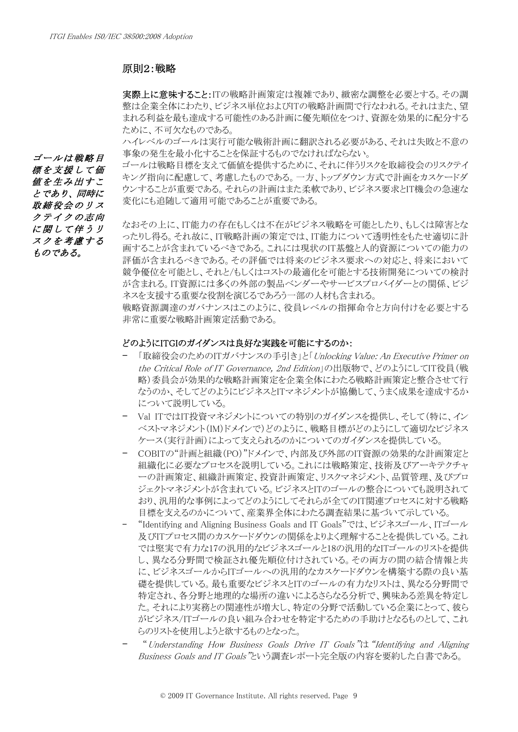## 原則2：戦略

**実際上に意味すること：**ITの戦略計画策定は複雑であり、緻密な調整を必要とする。その調整は企業全体にわたり、ビジネス単位およびITの戦略計画間で行なわれる。それはまた、望まれる利益を最も達成する可能性のある計画に優先順位をつけ、資源を効果的に配分するために、不可欠なものである。

ハイレベルのゴールは実行可能な戦術計画に翻訳される必要がある、それは失敗と不意の事象の発生を最小化することを保証するものでなければならない。

ゴールは戦略目標を支えて価値を提供するために、それに伴うリスクを取締役会のリスクテイキング指向に配慮して、考慮したものである。一方、トップダウン方式で計画をカスケードダウンすることが重要である。それらの計画はまた柔軟であり、ビジネス要求とIT機会の急速な変化にも追随して適用可能であることが重要である。

***ゴールは戦略目標を支援して価値を生み出すことであり、同時に取締役会のリスクテイクの志向に関して伴うリスクを考慮するものである。***

なおその上に、IT能力の存在もしくは不在がビジネス戦略を可能としたり、もしくは障害となったりし得る。それ故に、IT戦略計画の策定では、IT能力について透明性をもたせ適切に計画することが含まれているべきである。これには現状のIT基盤と人的資源についての能力の評価が含まれるべきである。その評価では将来のビジネス要求への対応と、将来において競争優位を可能とし、それと/もしくはコストの最適化を可能とする技術開発についての検討が含まれる。IT資源には多くの外部の製品ベンダーやサービスプロバイダーとの関係、ビジネスを支援する重要な役割を演じるであろう一部の人材も含まれる。

戦略資源調達のガバナンスはこのように、役員レベルの指揮命令と方向付けを必要とする非常に重要な戦略計画策定活動である。

**どのようにITGIのガイダンスは良好な実践を可能にするのか：**

- 「取締役会のためのITガバナンスの手引き」と「*Unlocking Value: An Executive Primer on the Critical Role of IT Governance, 2nd Edition*」の出版物で、どのようにしてIT役員(戦略)委員会が効果的な戦略計画策定を企業全体にわたる戦略計画策定と整合させて行なうのか、そしてどのようにビジネスとITマネジメントが協働して、うまく成果を達成するかについて説明している。
- Val ITではIT投資マネジメントについての特別のガイダンスを提供し、そして(特に、インベストマネジメント(IM)ドメインで)どのように、戦略目標がどのようにして適切なビジネスケース(実行計画)によって支えられるのかについてのガイダンスを提供している。
- COBITの"計画と組織(PO)"ドメインで、内部及び外部のIT資源の効果的な計画策定と組織化に必要なプロセスを説明している。これには戦略策定、技術及びアーキテクチャーの計画策定、組織計画策定、投資計画策定、リスクマネジメント、品質管理、及びプロジェクトマネジメントが含まれている。ビジネスとITのゴールの整合についても説明されており、汎用的な事例によってどのようにしてそれらが全てのIT関連プロセスに対する戦略目標を支えるのかについて、産業界全体にわたる調査結果に基づいて示している。
- "Identifying and Aligning Business Goals and IT Goals"では、ビジネスゴール、ITゴール及びITプロセス間のカスケードダウンの関係をよりよく理解することを提供している。これでは堅実で有力な17の汎用的なビジネスゴールと18の汎用的なITゴールのリストを提供し、異なる分野間で検証され優先順位付けされている。その両方の間の結合情報と共に、ビジネスゴールからITゴールへの汎用的なカスケードダウンを構築する際の良い基礎を提供している。最も重要なビジネスとITのゴールの有力なリストは、異なる分野間で特定され、各分野と地理的な場所の違いによるさらなる分析で、興味ある差異を特定した。それにより実務との関連性が増大し、特定の分野で活動している企業にとって、彼らがビジネス/ITゴールの良い組み合わせを特定するための手助けとなるものとして、これらのリストを使用しようと欲するものとなった。
- "*Understanding How Business Goals Drive IT Goals*"は"*Identifying and Aligning Business Goals and IT Goals*"という調査レポート完全版の内容を要約した白書である。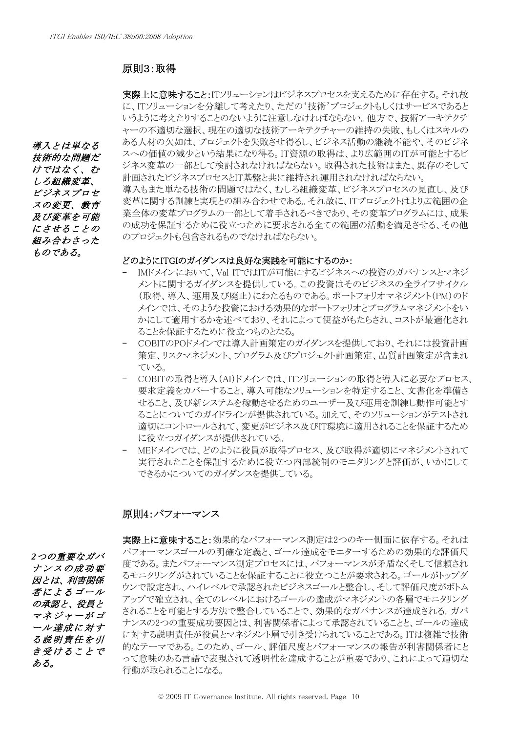## 原則3:取得

*導入とは単なる技術的な問題だけではなく、むしろ組織変革、ビジネスプロセスの変更、教育及び変革を可能にさせることの組み合わさったものである。*

**実際上に意味すること:**ITソリューションはビジネスプロセスを支えるために存在する。それ故に、ITソリューションを分離して考えたり、ただの'技術'プロジェクトもしくはサービスであるというように考えたりすることのないように注意しなければならない。他方で、技術アーキテクチャーの不適切な選択、現在の適切な技術アーキテクチャーの維持の失敗、もしくはスキルのある人材の欠如は、プロジェクトを失敗させ得るし、ビジネス活動の継続不能や、そのビジネスへの価値の減少という結果になり得る。IT資源の取得は、より広範囲のITが可能とするビジネス変革の一部として検討されなければならない。取得された技術はまた、既存のそして計画されたビジネスプロセスとIT基盤と共に維持され運用されなければならない。
導入もまた単なる技術の問題ではなく、むしろ組織変革、ビジネスプロセスの見直し、及び変革に関する訓練と実現との組み合わせである。それ故に、ITプロジェクトはより広範囲の企業全体の変革プログラムの一部として着手されるべきであり、その変革プログラムには、成果の成功を保証するために役立つために要求される全ての範囲の活動を満足させる、その他のプロジェクトも包含されるものでなければならない。

**どのようにITGIのガイダンスは良好な実践を可能にするのか:**

- IMドメインにおいて、Val ITではITが可能にするビジネスへの投資のガバナンスとマネジメントに関するガイダンスを提供している。この投資はそのビジネスの全ライフサイクル(取得、導入、運用及び廃止)にわたるものである。ポートフォリオマネジメント(PM)のドメインでは、そのような投資における効果的なポートフォリオとプログラムマネジメントをいかにして適用するかを述べており、それによって便益がもたらされ、コストが最適化されることを保証するために役立つものとなる。
- COBITのPOドメインでは導入計画策定のガイダンスを提供しており、それには投資計画策定、リスクマネジメント、プログラム及びプロジェクト計画策定、品質計画策定が含まれている。
- COBITの取得と導入(AI)ドメインでは、ITソリューションの取得と導入に必要なプロセス、要求定義をカバーすること、導入可能なソリューションを特定すること、文書化を準備させること、及び新システムを稼動させるためのユーザー及び運用を訓練し動作可能とすることについてのガイドラインが提供されている。加えて、そのソリューションがテストされ適切にコントロールされて、変更がビジネス及びIT環境に適用されることを保証するために役立つガイダンスが提供されている。
- MEドメインでは、どのように役員が取得プロセス、及び取得が適切にマネジメントされて実行されたことを保証するために役立つ内部統制のモニタリングと評価が、いかにしてできるかについてのガイダンスを提供している。

## 原則4:パフォーマンス

*2つの重要なガバナンスの成功要因とは、利害関係者によるゴールの承認と、役員とマネジャーがゴール達成に対する説明責任を引き受けることである。*

**実際上に意味すること:**効果的なパフォーマンス測定は2つのキー側面に依存する。それはパフォーマンスゴールの明確な定義と、ゴール達成をモニターするための効果的な評価尺度である。またパフォーマンス測定プロセスには、パフォーマンスが矛盾なくそして信頼されるモニタリングがされていることを保証することに役立つことが要求される。ゴールがトップダウンで設定され、ハイレベルで承認されたビジネスゴールと整合し、そして評価尺度がボトムアップで確立され、全てのレベルにおけるゴールの達成がマネジメントの各層でモニタリングされることを可能とする方法で整合していることで、効果的なガバナンスが達成される。ガバナンスの2つの重要成功要因とは、利害関係者によって承認されていることと、ゴールの達成に対する説明責任が役員とマネジメント層で引き受けられていることである。ITは複雑で技術的なテーマである。このため、ゴール、評価尺度とパフォーマンスの報告が利害関係者にとって意味のある言語で表現されて透明性を達成することが重要であり、これによって適切な行動が取られることになる。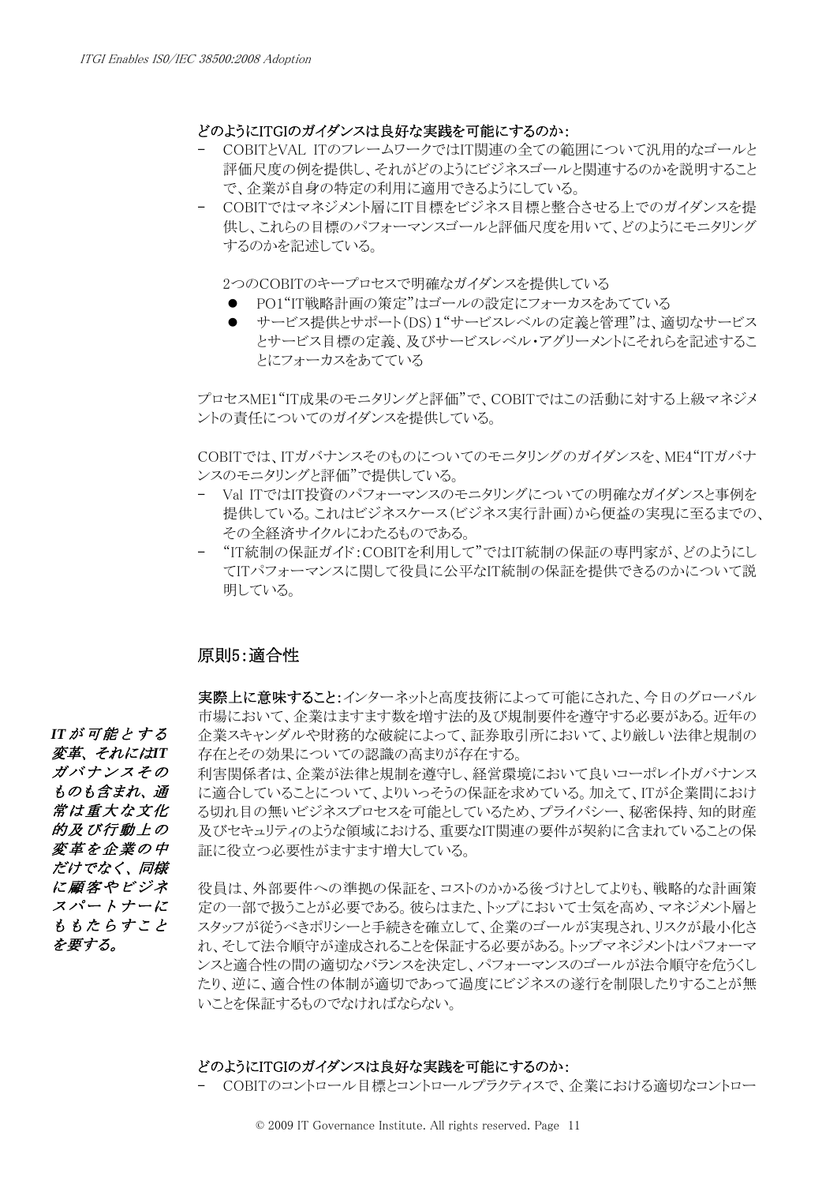**どのようにITGIのガイダンスは良好な実践を可能にするのか:**

- COBITとVAL ITのフレームワークではIT関連の全ての範囲について汎用的なゴールと評価尺度の例を提供し、それがどのようにビジネスゴールと関連するのかを説明することで、企業が自身の特定の利用に適用できるようにしている。
- COBITではマネジメント層にIT目標をビジネス目標と整合させる上でのガイダンスを提供し、これらの目標のパフォーマンスゴールと評価尺度を用いて、どのようにモニタリングするのかを記述している。

  2つのCOBITのキープロセスで明確なガイダンスを提供している
  - PO1"IT戦略計画の策定"はゴールの設定にフォーカスをあてている
  - サービス提供とサポート(DS)1"サービスレベルの定義と管理"は、適切なサービスとサービス目標の定義、及びサービスレベル・アグリーメントにそれらを記述することにフォーカスをあてている

プロセスME1"IT成果のモニタリングと評価"で、COBITではこの活動に対する上級マネジメントの責任についてのガイダンスを提供している。

COBITでは、ITガバナンスそのものについてのモニタリングのガイダンスを、ME4"ITガバナンスのモニタリングと評価"で提供している。

- Val ITではIT投資のパフォーマンスのモニタリングについての明確なガイダンスと事例を提供している。これはビジネスケース(ビジネス実行計画)から便益の実現に至るまでの、その全経済サイクルにわたるものである。
- "IT統制の保証ガイド:COBITを利用して"ではIT統制の保証の専門家が、どのようにしてITパフォーマンスに関して役員に公平なIT統制の保証を提供できるのかについて説明している。

## 原則5:適合性

***ITが可能とする変革、それにはITガバナンスそのものも含まれ、通常は重大な文化的及び行動上の変革を企業の中だけでなく、同様に顧客やビジネスパートナーにももたらすことを要する。***

**実際上に意味すること:** インターネットと高度技術によって可能にされた、今日のグローバル市場において、企業はますます数を増す法的及び規制要件を遵守する必要がある。近年の企業スキャンダルや財務的な破綻によって、証券取引所において、より厳しい法律と規制の存在とその効果についての認識の高まりが存在する。

利害関係者は、企業が法律と規制を遵守し、経営環境において良いコーポレイトガバナンスに適合していることについて、よりいっそうの保証を求めている。加えて、ITが企業間における切れ目の無いビジネスプロセスを可能としているため、プライバシー、秘密保持、知的財産及びセキュリティのような領域における、重要なIT関連の要件が契約に含まれていることの保証に役立つ必要性がますます増大している。

役員は、外部要件への準拠の保証を、コストのかかる後づけとしてよりも、戦略的な計画策定の一部で扱うことが必要である。彼らはまた、トップにおいて士気を高め、マネジメント層とスタッフが従うべきポリシーと手続きを確立して、企業のゴールが実現され、リスクが最小化され、そして法令順守が達成されることを保証する必要がある。トップマネジメントはパフォーマンスと適合性の間の適切なバランスを決定し、パフォーマンスのゴールが法令順守を危うくしたり、逆に、適合性の体制が適切であって過度にビジネスの遂行を制限したりすることが無いことを保証するものでなければならない。

**どのようにITGIのガイダンスは良好な実践を可能にするのか:**

- COBITのコントロール目標とコントロールプラクティスで、企業における適切なコントロー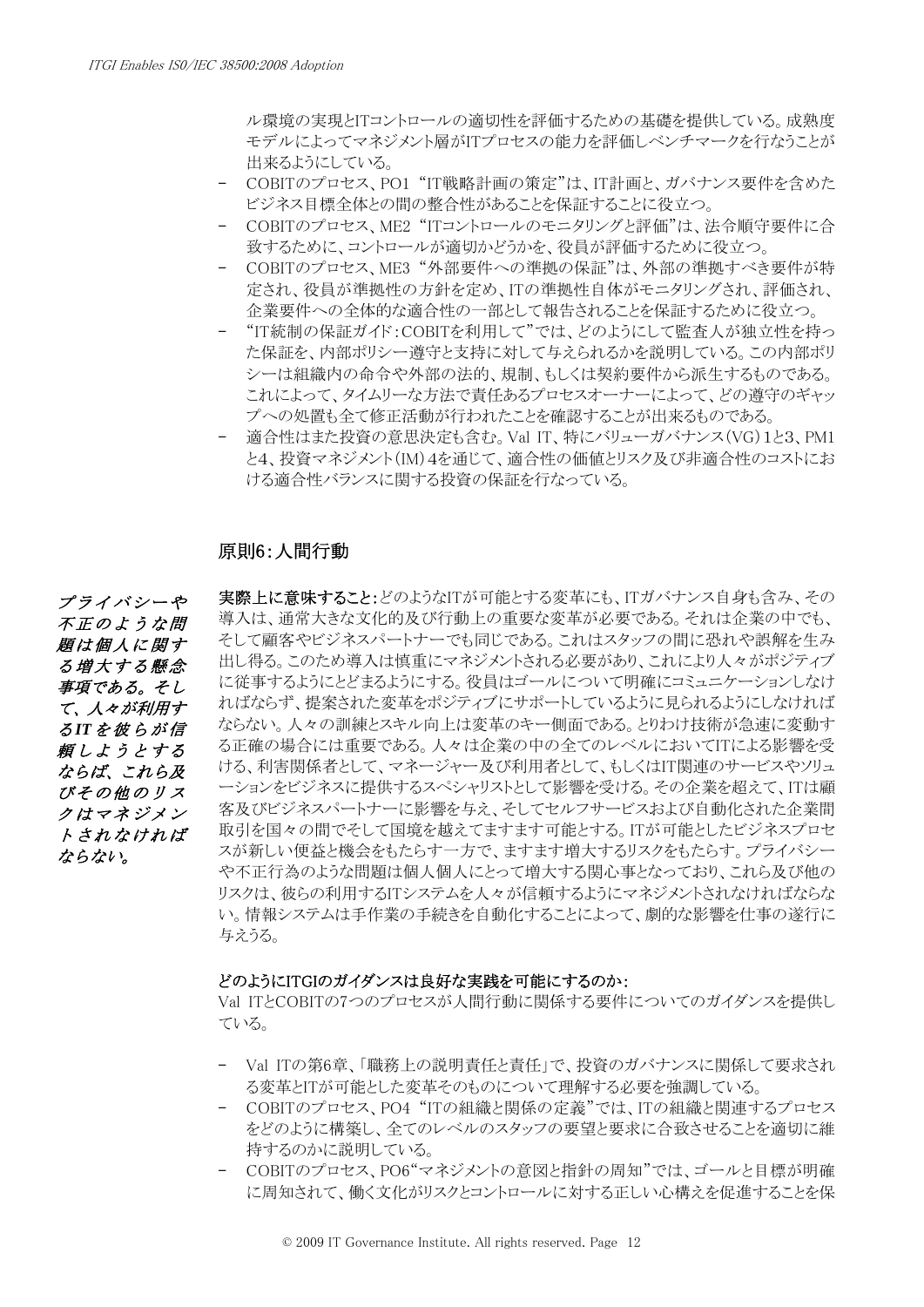ル環境の実現とITコントロールの適切性を評価するための基礎を提供している。成熟度モデルによってマネジメント層がITプロセスの能力を評価しベンチマークを行なうことが出来るようにしている。

- COBITのプロセス、PO1 "IT戦略計画の策定"は、IT計画と、ガバナンス要件を含めたビジネス目標全体との間の整合性があることを保証することに役立つ。
- COBITのプロセス、ME2 "ITコントロールのモニタリングと評価"は、法令順守要件に合致するために、コントロールが適切かどうかを、役員が評価するために役立つ。
- COBITのプロセス、ME3 "外部要件への準拠の保証"は、外部の準拠すべき要件が特定され、役員が準拠性の方針を定め、ITの準拠性自体がモニタリングされ、評価され、企業要件への全体的な適合性の一部として報告されることを保証するために役立つ。
- "IT統制の保証ガイド：COBITを利用して"では、どのようにして監査人が独立性を持った保証を、内部ポリシー遵守と支持に対して与えられるかを説明している。この内部ポリシーは組織内の命令や外部の法的、規制、もしくは契約要件から派生するものである。これによって、タイムリーな方法で責任あるプロセスオーナーによって、どの遵守のギャップへの処置も全て修正活動が行われたことを確認することが出来るものである。
- 適合性はまた投資の意思決定も含む。Val IT、特にバリューガバナンス（VG）1と3、PM1と4、投資マネジメント（IM）4を通じて、適合性の価値とリスク及び非適合性のコストにおける適合性バランスに関する投資の保証を行なっている。

## 原則6：人間行動

***プライバシーや不正のような問題は個人に関する増大する懸念事項である。そして、人々が利用するITを彼らが信頼しようとするならば、これら及びその他のリスクはマネジメントされなければならない。***

**実際上に意味すること：**どのようなITが可能とする変革にも、ITガバナンス自身も含み、その導入は、通常大きな文化的及び行動上の重要な変革が必要である。それは企業の中でも、そして顧客やビジネスパートナーでも同じである。これはスタッフの間に恐れや誤解を生み出し得る。このため導入は慎重にマネジメントされる必要があり、これにより人々がポジティブに従事するようにとどまるようにする。役員はゴールについて明確にコミュニケーションしなければならず、提案された変革をポジティブにサポートしているように見られるようにしなければならない。人々の訓練とスキル向上は変革のキー側面である。とりわけ技術が急速に変動する正確の場合には重要である。人々は企業の中の全てのレベルにおいてITによる影響を受ける、利害関係者として、マネージャー及び利用者として、もしくはIT関連のサービスやソリューションをビジネスに提供するスペシャリストとして影響を受ける。その企業を超えて、ITは顧客及びビジネスパートナーに影響を与え、そしてセルフサービスおよび自動化された企業間取引を国々の間でそして国境を越えてますます可能とする。ITが可能としたビジネスプロセスが新しい便益と機会をもたらす一方で、ますます増大するリスクをもたらす。プライバシーや不正行為のような問題は個人個人にとって増大する関心事となっており、これら及び他のリスクは、彼らの利用するITシステムを人々が信頼するようにマネジメントされなければならない。情報システムは手作業の手続きを自動化することによって、劇的な影響を仕事の遂行に与えうる。

**どのようにITGIのガイダンスは良好な実践を可能にするのか：**

Val ITとCOBITの7つのプロセスが人間行動に関係する要件についてのガイダンスを提供している。

- Val ITの第6章、「職務上の説明責任と責任」で、投資のガバナンスに関係して要求される変革とITが可能とした変革そのものについて理解する必要を強調している。
- COBITのプロセス、PO4 "ITの組織と関係の定義"では、ITの組織と関連するプロセスをどのように構築し、全てのレベルのスタッフの要望と要求に合致させることを適切に維持するのかに説明している。
- COBITのプロセス、PO6"マネジメントの意図と指針の周知"では、ゴールと目標が明確に周知されて、働く文化がリスクとコントロールに対する正しい心構えを促進することを保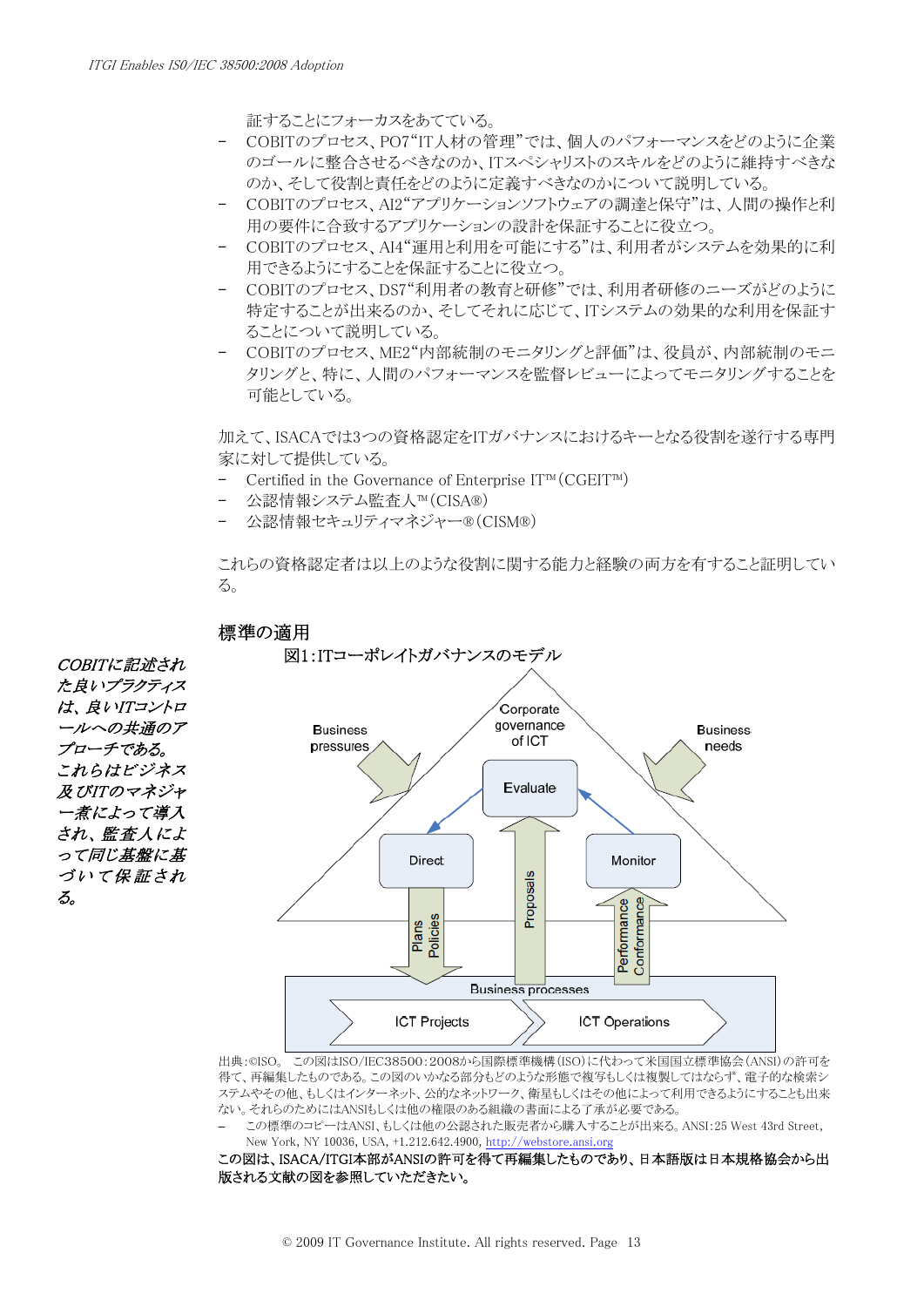証することにフォーカスをあてている。

- COBITのプロセス、PO7“IT人材の管理”では、個人のパフォーマンスをどのように企業のゴールに整合させるべきなのか、ITスペシャリストのスキルをどのように維持すべきなのか、そして役割と責任をどのように定義すべきなのかについて説明している。
- COBITのプロセス、AI2“アプリケーションソフトウェアの調達と保守”は、人間の操作と利用の要件に合致するアプリケーションの設計を保証することに役立つ。
- COBITのプロセス、AI4“運用と利用を可能にする”は、利用者がシステムを効果的に利用できるようにすることを保証することに役立つ。
- COBITのプロセス、DS7“利用者の教育と研修”では、利用者研修のニーズがどのように特定することが出来るのか、そしてそれに応じて、ITシステムの効果的な利用を保証することについて説明している。
- COBITのプロセス、ME2“内部統制のモニタリングと評価”は、役員が、内部統制のモニタリングと、特に、人間のパフォーマンスを監督レビューによってモニタリングすることを可能としている。

加えて、ISACAでは3つの資格認定をITガバナンスにおけるキーとなる役割を遂行する専門家に対して提供している。

- Certified in the Governance of Enterprise IT™ (CGEIT™)
- 公認情報システム監査人™ (CISA®)
- 公認情報セキュリティマネジャー® (CISM®)

これらの資格認定者は以上のような役割に関する能力と経験の両方を有すること証明している。

## 標準の適用

*COBITに記述された良いプラクティスは、良いITコントロールへの共通のアプローチである。これらはビジネス及びITのマネジャー一煮によって導入され、監査人によって同じ基盤に基づいて保証される。*

図1:ITコーポレイトガバナンスのモデル

Corporate governance of ICT
Business pressures
Business needs
Evaluate
Direct
Monitor
Plans Policies
Proposals
Performance Conformance
Business processes
ICT Projects
ICT Operations

出典:©ISO。 この図はISO/IEC38500:2008から国際標準機構(ISO)に代わって米国国立標準協会(ANSI)の許可を得て、再編集したものである。この図のいかなる部分もどのような形態で複写もしくは複製してはならず、電子的な検索システムやその他、もしくはインターネット、公的なネットワーク、衛星もしくはその他によって利用できるようにすることも出来ない。それらのためにはANSIもしくは他の権限のある組織の書面による了承が必要である。

- この標準のコピーはANSI、もしくは他の公認された販売者から購入することが出来る。ANSI:25 West 43rd Street, New York, NY 10036, USA, +1.212.642.4900, http://webstore.ansi.org

**この図は、ISACA/ITGI本部がANSIの許可を得て再編集したものであり、日本語版は日本規格協会から出版される文献の図を参照していただきたい。**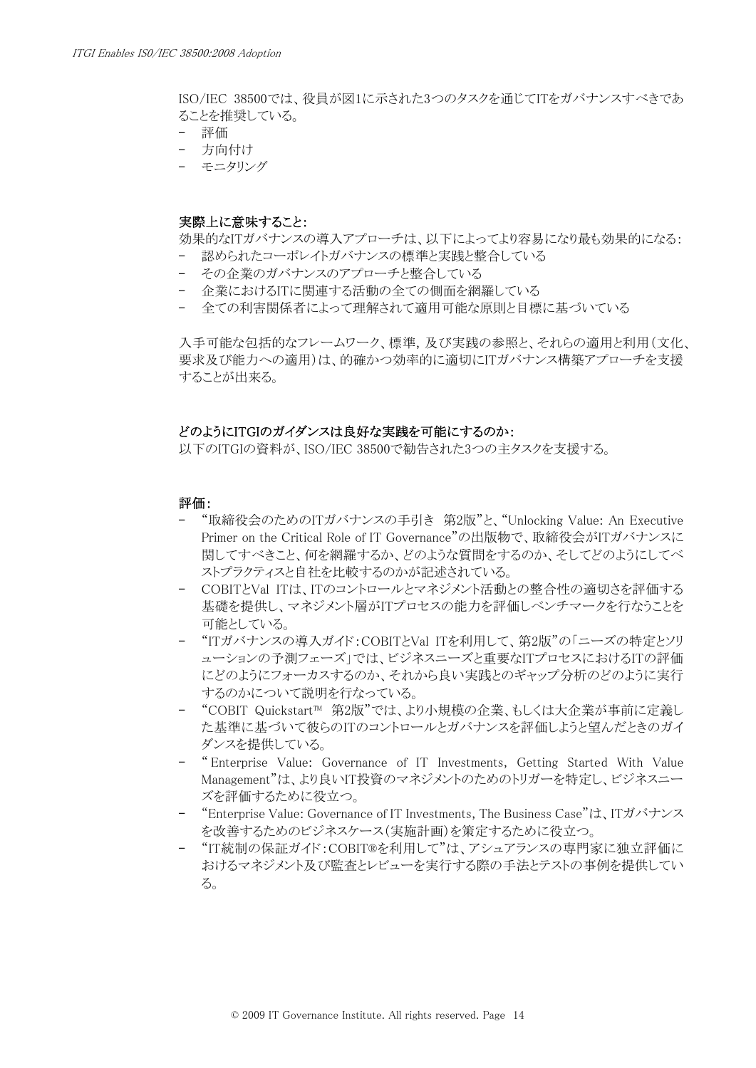ISO/IEC 38500では、役員が図1に示された3つのタスクを通じてITをガバナンスすべきであることを推奨している。

- 評価
- 方向付け
- モニタリング

**実際上に意味すること:**

効果的なITガバナンスの導入アプローチは、以下によってより容易になり最も効果的になる:

- 認められたコーポレイトガバナンスの標準と実践と整合している
- その企業のガバナンスのアプローチと整合している
- 企業におけるITに関連する活動の全ての側面を網羅している
- 全ての利害関係者によって理解されて適用可能な原則と目標に基づいている

入手可能な包括的なフレームワーク、標準, 及び実践の参照と、それらの適用と利用(文化、要求及び能力への適用)は、的確かつ効率的に適切にITガバナンス構築アプローチを支援することが出来る。

**どのようにITGIのガイダンスは良好な実践を可能にするのか:**

以下のITGIの資料が、ISO/IEC 38500で勧告された3つの主タスクを支援する。

**評価:**

- "取締役会のためのITガバナンスの手引き 第2版"と、"Unlocking Value: An Executive Primer on the Critical Role of IT Governance"の出版物で、取締役会がITガバナンスに関してすべきこと、何を網羅するか、どのような質問をするのか、そしてどのようにしてベストプラクティスと自社を比較するのかが記述されている。
- COBITとVal ITは、ITのコントロールとマネジメント活動との整合性の適切さを評価する基礎を提供し、マネジメント層がITプロセスの能力を評価しベンチマークを行なうことを可能としている。
- "ITガバナンスの導入ガイド:COBITとVal ITを利用して、第2版"の「ニーズの特定とソリューションの予測フェーズ」では、ビジネスニーズと重要なITプロセスにおけるITの評価にどのようにフォーカスするのか、それから良い実践とのギャップ分析のどのように実行するのかについて説明を行なっている。
- "COBIT Quickstart™ 第2版"では、より小規模の企業、もしくは大企業が事前に定義した基準に基づいて彼らのITのコントロールとガバナンスを評価しようと望んだときのガイダンスを提供している。
- " Enterprise Value: Governance of IT Investments, Getting Started With Value Management"は、より良いIT投資のマネジメントのためのトリガーを特定し、ビジネスニーズを評価するために役立つ。
- "Enterprise Value: Governance of IT Investments, The Business Case"は、ITガバナンスを改善するためのビジネスケース(実施計画)を策定するために役立つ。
- "IT統制の保証ガイド:COBIT®を利用して"は、アシュアランスの専門家に独立評価におけるマネジメント及び監査とレビューを実行する際の手法とテストの事例を提供している。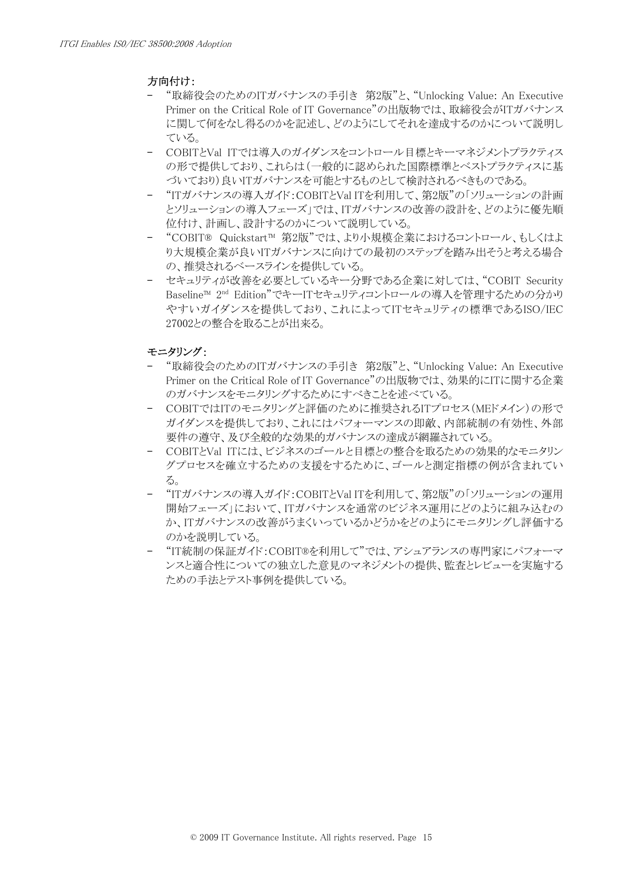**方向付け：**

- "取締役会のためのITガバナンスの手引き　第2版"と、"Unlocking Value: An Executive Primer on the Critical Role of IT Governance"の出版物では、取締役会がITガバナンスに関して何をなし得るのかを記述し、どのようにしてそれを達成するのかについて説明している。
- COBITとVal ITでは導入のガイダンスをコントロール目標とキーマネジメントプラクティスの形で提供しており、これらは（一般的に認められた国際標準とベストプラクティスに基づいており）良いITガバナンスを可能とするものとして検討されるべきものである。
- "ITガバナンスの導入ガイド：COBITとVal ITを利用して、第2版"の「ソリューションの計画とソリューションの導入フェーズ」では、ITガバナンスの改善の設計を、どのように優先順位付け、計画し、設計するのかについて説明している。
- "COBIT®　Quickstart™　第2版"では、より小規模企業におけるコントロール、もしくはより大規模企業が良いITガバナンスに向けての最初のステップを踏み出そうと考える場合の、推奨されるベースラインを提供している。
- セキュリティが改善を必要としているキー分野である企業に対しては、"COBIT Security Baseline™ 2nd Edition"でキーITセキュリティコントロールの導入を管理するための分かりやすいガイダンスを提供しており、これによってITセキュリティの標準であるISO/IEC 27002との整合を取ることが出来る。

**モニタリング：**

- "取締役会のためのITガバナンスの手引き　第2版"と、"Unlocking Value: An Executive Primer on the Critical Role of IT Governance"の出版物では、効果的にITに関する企業のガバナンスをモニタリングするためにすべきことを述べている。
- COBITではITのモニタリングと評価のために推奨されるITプロセス（MEドメイン）の形でガイダンスを提供しており、これにはパフォーマンスの即敵、内部統制の有効性、外部要件の遵守、及び全般的な効果的ガバナンスの達成が網羅されている。
- COBITとVal ITには、ビジネスのゴールと目標との整合を取るための効果的なモニタリングプロセスを確立するための支援をするために、ゴールと測定指標の例が含まれている。
- "ITガバナンスの導入ガイド：COBITとVal ITを利用して、第2版"の「ソリューションの運用開始フェーズ」において、ITガバナンスを通常のビジネス運用にどのように組み込むのか、ITガバナンスの改善がうまくいっているかどうかをどのようにモニタリングし評価するのかを説明している。
- "IT統制の保証ガイド：COBIT®を利用して"では、アシュアランスの専門家にパフォーマンスと適合性についての独立した意見のマネジメントの提供、監査とレビューを実施するための手法とテスト事例を提供している。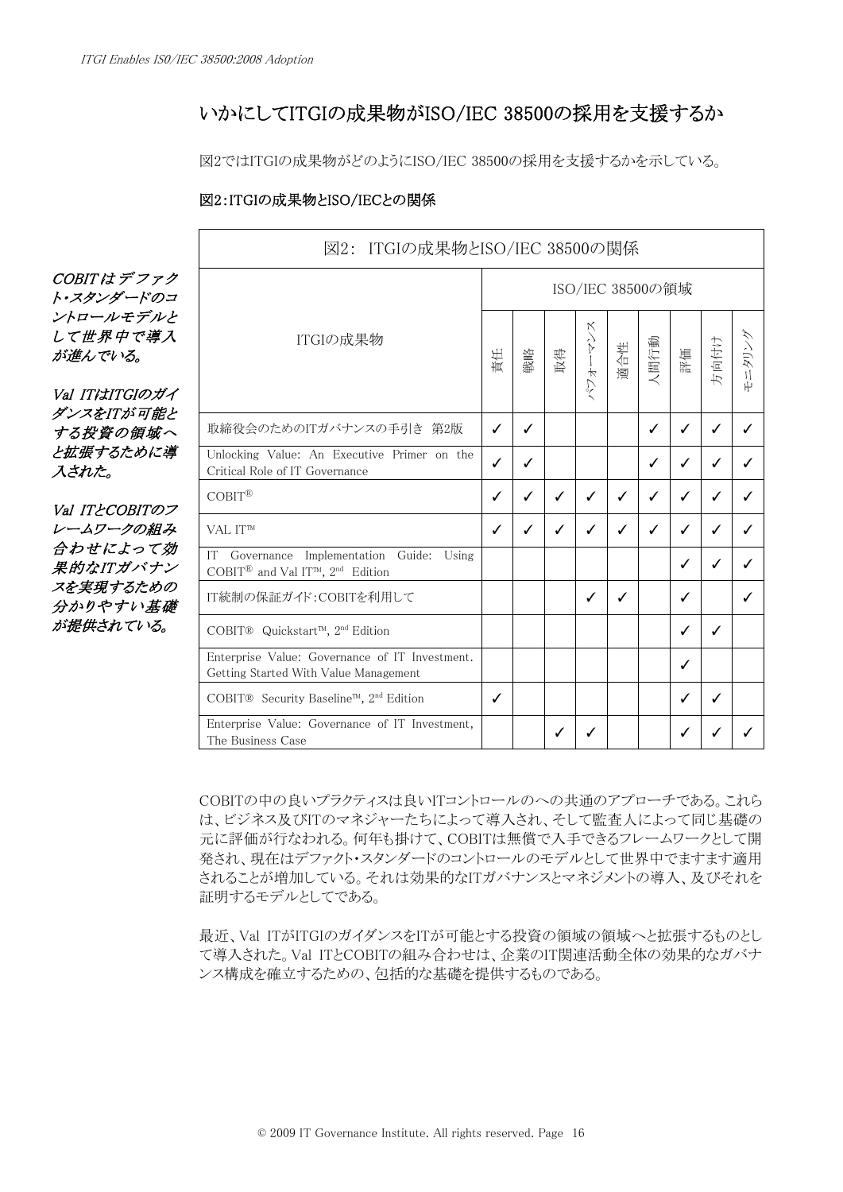## いかにしてITGIの成果物がISO/IEC 38500の採用を支援するか

図2ではITGIの成果物がどのようにISO/IEC 38500の採用を支援するかを示している。

**図2：ITGIの成果物とISO/IECとの関係**

| 図2: ITGIの成果物とISO/IEC 38500の関係 | | | | | | | | | |
|---|---|---|---|---|---|---|---|---|---|
| ITGIの成果物 | ISO/IEC 38500の領域 | | | | | | | | |
| | 責任 | 戦略 | 取得 | パフォーマンス | 適合性 | 人間行動 | 評価 | 方向付け | モニタリング |
| 取締役会のためのITガバナンスの手引き 第2版 | ✓ | ✓ | | | | ✓ | ✓ | ✓ | ✓ |
| Unlocking Value: An Executive Primer on the Critical Role of IT Governance | ✓ | ✓ | | | | ✓ | ✓ | ✓ | ✓ |
| COBIT® | ✓ | ✓ | ✓ | ✓ | ✓ | ✓ | ✓ | ✓ | ✓ |
| VAL IT™ | ✓ | ✓ | ✓ | ✓ | ✓ | ✓ | ✓ | ✓ | ✓ |
| IT Governance Implementation Guide: Using COBIT® and Val IT™, 2nd Edition | | | | | | | ✓ | ✓ | ✓ |
| IT統制の保証ガイド：COBITを利用して | | | | ✓ | ✓ | | ✓ | | ✓ |
| COBIT® Quickstart™, 2nd Edition | | | | | | | ✓ | ✓ | |
| Enterprise Value: Governance of IT Investment. Getting Started With Value Management | | | | | | | ✓ | | |
| COBIT® Security Baseline™, 2nd Edition | ✓ | | | | | | ✓ | ✓ | |
| Enterprise Value: Governance of IT Investment, The Business Case | | | ✓ | ✓ | | | ✓ | ✓ | ✓ |

*COBITはデファクト・スタンダードのコントロールモデルとして世界中で導入が進んでいる。*

*Val ITはITGIのガイダンスをITが可能とする投資の領域へと拡張するために導入された。*

*Val ITとCOBITのフレームワークの組み合わせによって効果的なITガバナンスを実現するための分かりやすい基礎が提供されている。*

COBITの中の良いプラクティスは良いITコントロールのへの共通のアプローチである。これらは、ビジネス及びITのマネジャーたちによって導入され、そして監査人によって同じ基礎の元に評価が行なわれる。何年も掛けて、COBITは無償で入手できるフレームワークとして開発され、現在はデファクト・スタンダードのコントロールのモデルとして世界中でますます適用されることが増加している。それは効果的なITガバナンスとマネジメントの導入、及びそれを証明するモデルとしてである。

最近、Val ITがITGIのガイダンスをITが可能とする投資の領域の領域へと拡張するものとして導入された。Val ITとCOBITの組み合わせは、企業のIT関連活動全体の効果的なガバナンス構成を確立するための、包括的な基礎を提供するものである。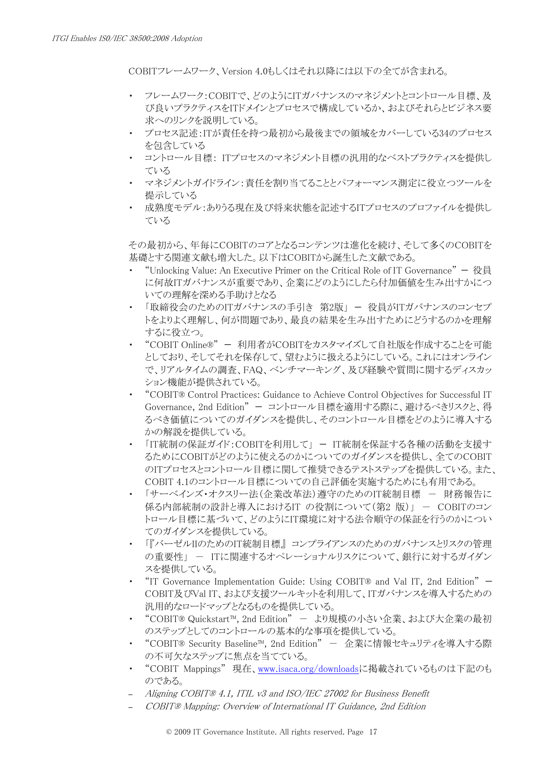COBITフレームワーク、Version 4.0もしくはそれ以降には以下の全てが含まれる。

- フレームワーク：COBITで、どのようにITガバナンスのマネジメントとコントロール目標、及び良いプラクティスをITドメインとプロセスで構成しているか、およびそれらとビジネス要求へのリンクを説明している。
- プロセス記述：ITが責任を持つ最初から最後までの領域をカバーしている34のプロセスを包含している
- コントロール目標： ITプロセスのマネジメント目標の汎用的なベストプラクティスを提供している
- マネジメントガイドライン：責任を割り当てることとパフォーマンス測定に役立つツールを提示している
- 成熟度モデル：ありうる現在及び将来状態を記述するITプロセスのプロファイルを提供している

その最初から、年毎にCOBITのコアとなるコンテンツは進化を続け、そして多くのCOBITを基礎とする関連文献も増大した。以下はCOBITから誕生した文献である。

- "Unlocking Value: An Executive Primer on the Critical Role of IT Governance" ー 役員に何故ITガバナンスが重要であり、企業にどのようにしたら付加価値を生み出すかについての理解を深める手助けとなる
- 「取締役会のためのITガバナンスの手引き　第2版」 ー 役員がITガバナンスのコンセプトをよりよく理解し、何が問題であり、最良の結果を生み出すためにどうするのかを理解するに役立つ。
- "COBIT Online®" ー 利用者がCOBITをカスタマイズして自社版を作成することを可能としており、そしてそれを保存して、望むように扱えるようにしている。これにはオンラインで、リアルタイムの調査、FAQ、ベンチマーキング、及び経験や質問に関するディスカッション機能が提供されている。
- "COBIT® Control Practices: Guidance to Achieve Control Objectives for Successful IT Governance, 2nd Edition" ー コントロール目標を適用する際に、避けるべきリスクと、得るべき価値についてのガイダンスを提供し、そのコントロール目標をどのように導入するかの解説を提供している。
- 「IT統制の保証ガイド：COBITを利用して」 ー IT統制を保証する各種の活動を支援するためにCOBITがどのように使えるのかについてのガイダンスを提供し、全てのCOBITのITプロセスとコントロール目標に関して推奨できるテストステップを提供している。また、COBIT 4.1のコントロール目標についての自己評価を実施するためにも有用である。
- 「サーベインズ・オクスリー法（企業改革法）遵守のためのIT統制目標　－　財務報告に係る内部統制の設計と導入におけるIT　の役割について（第2　版）」 －　COBITのコントロール目標に基づいて、どのようにIT環境に対する法令順守の保証を行うのかについてのガイダンスを提供している。
- 「『バーゼルIIのためのIT統制目標』 コンプライアンスのためのガバナンスとリスクの管理の重要性」 －　ITに関連するオペレーショナルリスクについて、銀行に対するガイダンスを提供している。
- "IT Governance Implementation Guide: Using COBIT® and Val IT, 2nd Edition" ー COBIT及びVal IT、および支援ツールキットを利用して、ITガバナンスを導入するための汎用的なロードマップとなるものを提供している。
- "COBIT® Quickstart™, 2nd Edition" －　より規模の小さい企業、および大企業の最初のステップとしてのコントロールの基本的な事項を提供している。
- "COBIT® Security Baseline™, 2nd Edition" －　企業に情報セキュリティを導入する際の不可欠なステップに焦点を当てている。
- "COBIT Mappings" 現在、www.isaca.org/downloadsに掲載されているものは下記のものである。

– *Aligning COBIT® 4.1, ITIL v3 and ISO/IEC 27002 for Business Benefit*
– *COBIT® Mapping: Overview of International IT Guidance, 2nd Edition*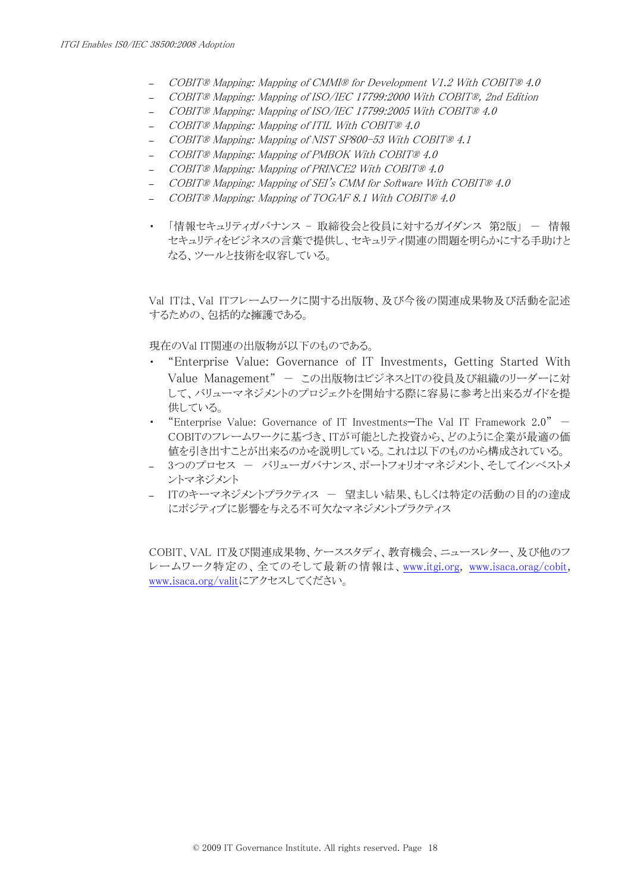- *COBIT® Mapping: Mapping of CMMI® for Development V1.2 With COBIT® 4.0*
- *COBIT® Mapping: Mapping of ISO/IEC 17799:2000 With COBIT®, 2nd Edition*
- *COBIT® Mapping: Mapping of ISO/IEC 17799:2005 With COBIT® 4.0*
- *COBIT® Mapping: Mapping of ITIL With COBIT® 4.0*
- *COBIT® Mapping: Mapping of NIST SP800-53 With COBIT® 4.1*
- *COBIT® Mapping: Mapping of PMBOK With COBIT® 4.0*
- *COBIT® Mapping: Mapping of PRINCE2 With COBIT® 4.0*
- *COBIT® Mapping: Mapping of SEI's CMM for Software With COBIT® 4.0*
- *COBIT® Mapping: Mapping of TOGAF 8.1 With COBIT® 4.0*

- 「情報セキュリティガバナンス – 取締役会と役員に対するガイダンス　第2版」 ― 情報セキュリティをビジネスの言葉で提供し、セキュリティ関連の問題を明らかにする手助けとなる、ツールと技術を収容している。

Val ITは、Val ITフレームワークに関する出版物、及び今後の関連成果物及び活動を記述するための、包括的な擁護である。

現在のVal IT関連の出版物が以下のものである。

- "Enterprise Value: Governance of IT Investments, Getting Started With Value Management" ― この出版物はビジネスとITの役員及び組織のリーダーに対して、バリューマネジメントのプロジェクトを開始する際に容易に参考と出来るガイドを提供している。
- "Enterprise Value: Governance of IT Investments—The Val IT Framework 2.0" ― COBITのフレームワークに基づき、ITが可能とした投資から、どのように企業が最適の価値を引き出すことが出来るのかを説明している。これは以下のものから構成されている。
  - 3つのプロセス ― バリューガバナンス、ポートフォリオマネジメント、そしてインベストメントマネジメント
  - ITのキーマネジメントプラクティス ― 望ましい結果、もしくは特定の活動の目的の達成にポジティブに影響を与える不可欠なマネジメントプラクティス

COBIT、VAL IT及び関連成果物、ケーススタディ、教育機会、ニュースレター、及び他のフレームワーク特定の、全てのそして最新の情報は、www.itgi.org, www.isaca.orag/cobit, www.isaca.org/valitにアクセスしてください。